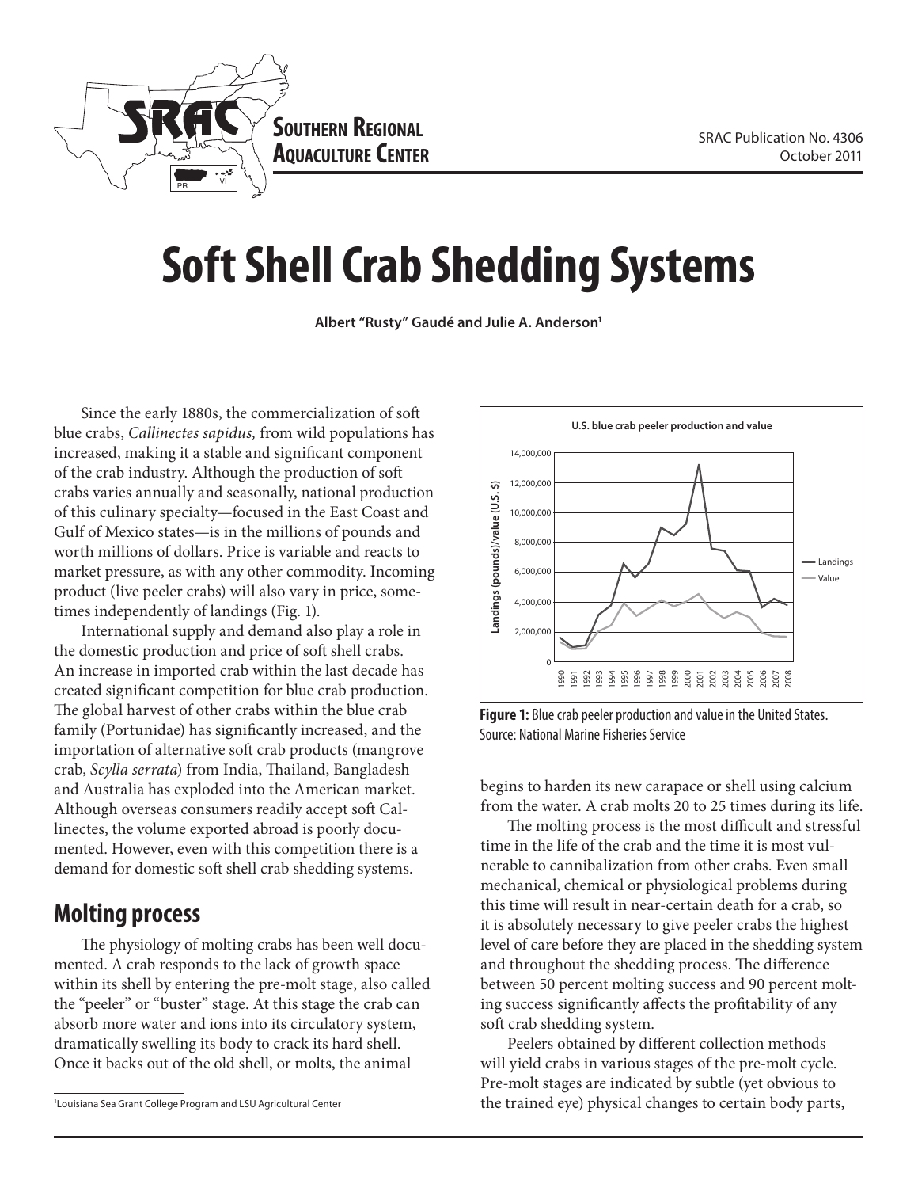SRAC Publication No. 4306
October 2011

# Soft Shell Crab Shedding Systems

**Albert "Rusty" Gaudé and Julie A. Anderson[1]**

Since the early 1880s, the commercialization of soft blue crabs, *Callinectes sapidus,* from wild populations has increased, making it a stable and significant component of the crab industry. Although the production of soft crabs varies annually and seasonally, national production of this culinary specialty—focused in the East Coast and Gulf of Mexico states—is in the millions of pounds and worth millions of dollars. Price is variable and reacts to market pressure, as with any other commodity. Incoming product (live peeler crabs) will also vary in price, sometimes independently of landings (Fig. 1).

International supply and demand also play a role in the domestic production and price of soft shell crabs. An increase in imported crab within the last decade has created significant competition for blue crab production. The global harvest of other crabs within the blue crab family (Portunidae) has significantly increased, and the importation of alternative soft crab products (mangrove crab, *Scylla serrata*) from India, Thailand, Bangladesh and Australia has exploded into the American market. Although overseas consumers readily accept soft Callinectes, the volume exported abroad is poorly documented. However, even with this competition there is a demand for domestic soft shell crab shedding systems.

**Figure 1:** Blue crab peeler production and value in the United States. Source: National Marine Fisheries Service

## Molting process

The physiology of molting crabs has been well documented. A crab responds to the lack of growth space within its shell by entering the pre-molt stage, also called the "peeler" or "buster" stage. At this stage the crab can absorb more water and ions into its circulatory system, dramatically swelling its body to crack its hard shell. Once it backs out of the old shell, or molts, the animal begins to harden its new carapace or shell using calcium from the water. A crab molts 20 to 25 times during its life.

The molting process is the most difficult and stressful time in the life of the crab and the time it is most vulnerable to cannibalization from other crabs. Even small mechanical, chemical or physiological problems during this time will result in near-certain death for a crab, so it is absolutely necessary to give peeler crabs the highest level of care before they are placed in the shedding system and throughout the shedding process. The difference between 50 percent molting success and 90 percent molting success significantly affects the profitability of any soft crab shedding system.

Peelers obtained by different collection methods will yield crabs in various stages of the pre-molt cycle. Pre-molt stages are indicated by subtle (yet obvious to the trained eye) physical changes to certain body parts,

[1]Louisiana Sea Grant College Program and LSU Agricultural Center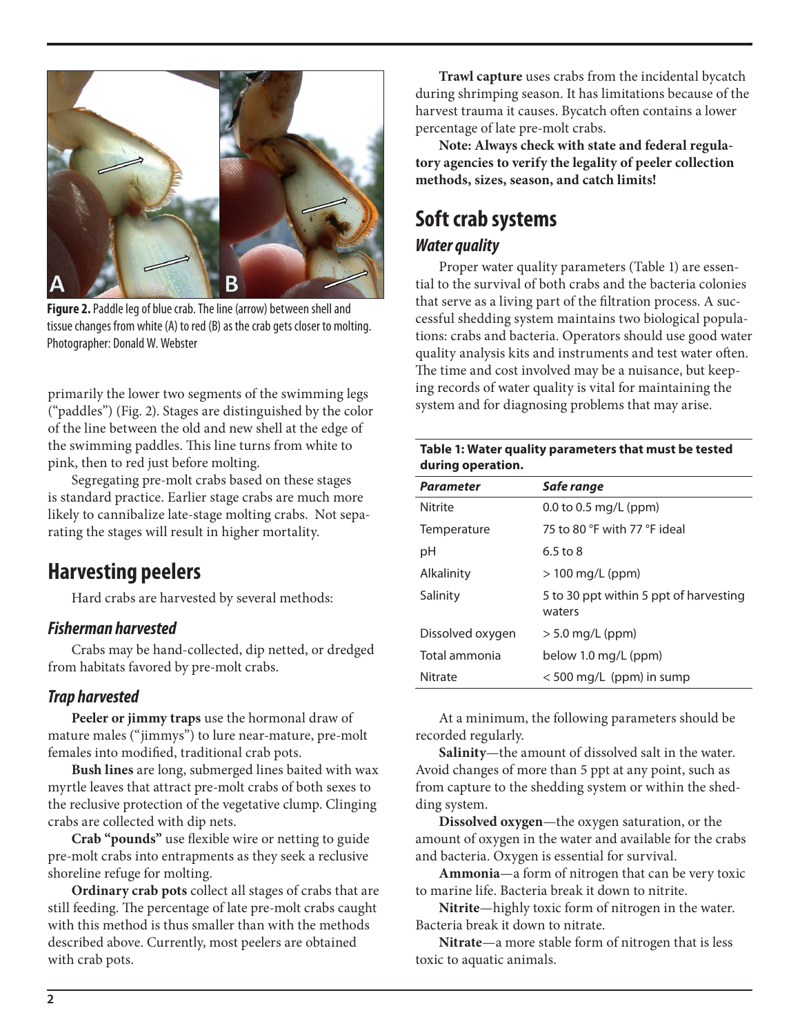**Figure 2.** Paddle leg of blue crab. The line (arrow) between shell and tissue changes from white (A) to red (B) as the crab gets closer to molting. Photographer: Donald W. Webster

primarily the lower two segments of the swimming legs ("paddles") (Fig. 2). Stages are distinguished by the color of the line between the old and new shell at the edge of the swimming paddles. This line turns from white to pink, then to red just before molting.

Segregating pre-molt crabs based on these stages is standard practice. Earlier stage crabs are much more likely to cannibalize late-stage molting crabs. Not separating the stages will result in higher mortality.

## Harvesting peelers

Hard crabs are harvested by several methods:

### *Fisherman harvested*

Crabs may be hand-collected, dip netted, or dredged from habitats favored by pre-molt crabs.

### *Trap harvested*

**Peeler or jimmy traps** use the hormonal draw of mature males ("jimmys") to lure near-mature, pre-molt females into modified, traditional crab pots.

**Bush lines** are long, submerged lines baited with wax myrtle leaves that attract pre-molt crabs of both sexes to the reclusive protection of the vegetative clump. Clinging crabs are collected with dip nets.

**Crab "pounds"** use flexible wire or netting to guide pre-molt crabs into entrapments as they seek a reclusive shoreline refuge for molting.

**Ordinary crab pots** collect all stages of crabs that are still feeding. The percentage of late pre-molt crabs caught with this method is thus smaller than with the methods described above. Currently, most peelers are obtained with crab pots.

**Trawl capture** uses crabs from the incidental bycatch during shrimping season. It has limitations because of the harvest trauma it causes. Bycatch often contains a lower percentage of late pre-molt crabs.

**Note: Always check with state and federal regulatory agencies to verify the legality of peeler collection methods, sizes, season, and catch limits!**

## Soft crab systems

### *Water quality*

Proper water quality parameters (Table 1) are essential to the survival of both crabs and the bacteria colonies that serve as a living part of the filtration process. A successful shedding system maintains two biological populations: crabs and bacteria. Operators should use good water quality analysis kits and instruments and test water often. The time and cost involved may be a nuisance, but keeping records of water quality is vital for maintaining the system and for diagnosing problems that may arise.

**Table 1: Water quality parameters that must be tested during operation.**

| *Parameter* | *Safe range* |
|---|---|
| Nitrite | 0.0 to 0.5 mg/L (ppm) |
| Temperature | 75 to 80 °F with 77 °F ideal |
| pH | 6.5 to 8 |
| Alkalinity | > 100 mg/L (ppm) |
| Salinity | 5 to 30 ppt within 5 ppt of harvesting waters |
| Dissolved oxygen | > 5.0 mg/L (ppm) |
| Total ammonia | below 1.0 mg/L (ppm) |
| Nitrate | < 500 mg/L (ppm) in sump |

At a minimum, the following parameters should be recorded regularly.

**Salinity**—the amount of dissolved salt in the water. Avoid changes of more than 5 ppt at any point, such as from capture to the shedding system or within the shedding system.

**Dissolved oxygen**—the oxygen saturation, or the amount of oxygen in the water and available for the crabs and bacteria. Oxygen is essential for survival.

**Ammonia**—a form of nitrogen that can be very toxic to marine life. Bacteria break it down to nitrite.

**Nitrite**—highly toxic form of nitrogen in the water. Bacteria break it down to nitrate.

**Nitrate**—a more stable form of nitrogen that is less toxic to aquatic animals.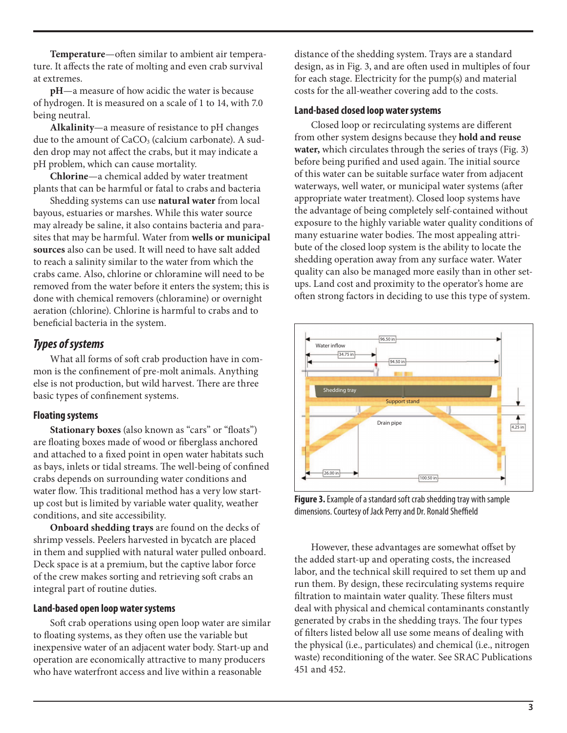**Temperature**—often similar to ambient air temperature. It affects the rate of molting and even crab survival at extremes.

**pH**—a measure of how acidic the water is because of hydrogen. It is measured on a scale of 1 to 14, with 7.0 being neutral.

**Alkalinity**—a measure of resistance to pH changes due to the amount of $CaCO_3$ (calcium carbonate). A sudden drop may not affect the crabs, but it may indicate a pH problem, which can cause mortality.

**Chlorine**—a chemical added by water treatment plants that can be harmful or fatal to crabs and bacteria

Shedding systems can use **natural water** from local bayous, estuaries or marshes. While this water source may already be saline, it also contains bacteria and parasites that may be harmful. Water from **wells or municipal sources** also can be used. It will need to have salt added to reach a salinity similar to the water from which the crabs came. Also, chlorine or chloramine will need to be removed from the water before it enters the system; this is done with chemical removers (chloramine) or overnight aeration (chlorine). Chlorine is harmful to crabs and to beneficial bacteria in the system.

## *Types of systems*

What all forms of soft crab production have in common is the confinement of pre-molt animals. Anything else is not production, but wild harvest. There are three basic types of confinement systems.

### Floating systems

**Stationary boxes** (also known as "cars" or "floats") are floating boxes made of wood or fiberglass anchored and attached to a fixed point in open water habitats such as bays, inlets or tidal streams. The well-being of confined crabs depends on surrounding water conditions and water flow. This traditional method has a very low start-up cost but is limited by variable water quality, weather conditions, and site accessibility.

**Onboard shedding trays** are found on the decks of shrimp vessels. Peelers harvested in bycatch are placed in them and supplied with natural water pulled onboard. Deck space is at a premium, but the captive labor force of the crew makes sorting and retrieving soft crabs an integral part of routine duties.

### Land-based open loop water systems

Soft crab operations using open loop water are similar to floating systems, as they often use the variable but inexpensive water of an adjacent water body. Start-up and operation are economically attractive to many producers who have waterfront access and live within a reasonable distance of the shedding system. Trays are a standard design, as in Fig. 3, and are often used in multiples of four for each stage. Electricity for the pump(s) and material costs for the all-weather covering add to the costs.

### Land-based closed loop water systems

Closed loop or recirculating systems are different from other system designs because they **hold and reuse water,** which circulates through the series of trays (Fig. 3) before being purified and used again. The initial source of this water can be suitable surface water from adjacent waterways, well water, or municipal water systems (after appropriate water treatment). Closed loop systems have the advantage of being completely self-contained without exposure to the highly variable water quality conditions of many estuarine water bodies. The most appealing attribute of the closed loop system is the ability to locate the shedding operation away from any surface water. Water quality can also be managed more easily than in other setups. Land cost and proximity to the operator's home are often strong factors in deciding to use this type of system.

**Figure 3.** Example of a standard soft crab shedding tray with sample dimensions. Courtesy of Jack Perry and Dr. Ronald Sheffield

However, these advantages are somewhat offset by the added start-up and operating costs, the increased labor, and the technical skill required to set them up and run them. By design, these recirculating systems require filtration to maintain water quality. These filters must deal with physical and chemical contaminants constantly generated by crabs in the shedding trays. The four types of filters listed below all use some means of dealing with the physical (i.e., particulates) and chemical (i.e., nitrogen waste) reconditioning of the water. See SRAC Publications 451 and 452.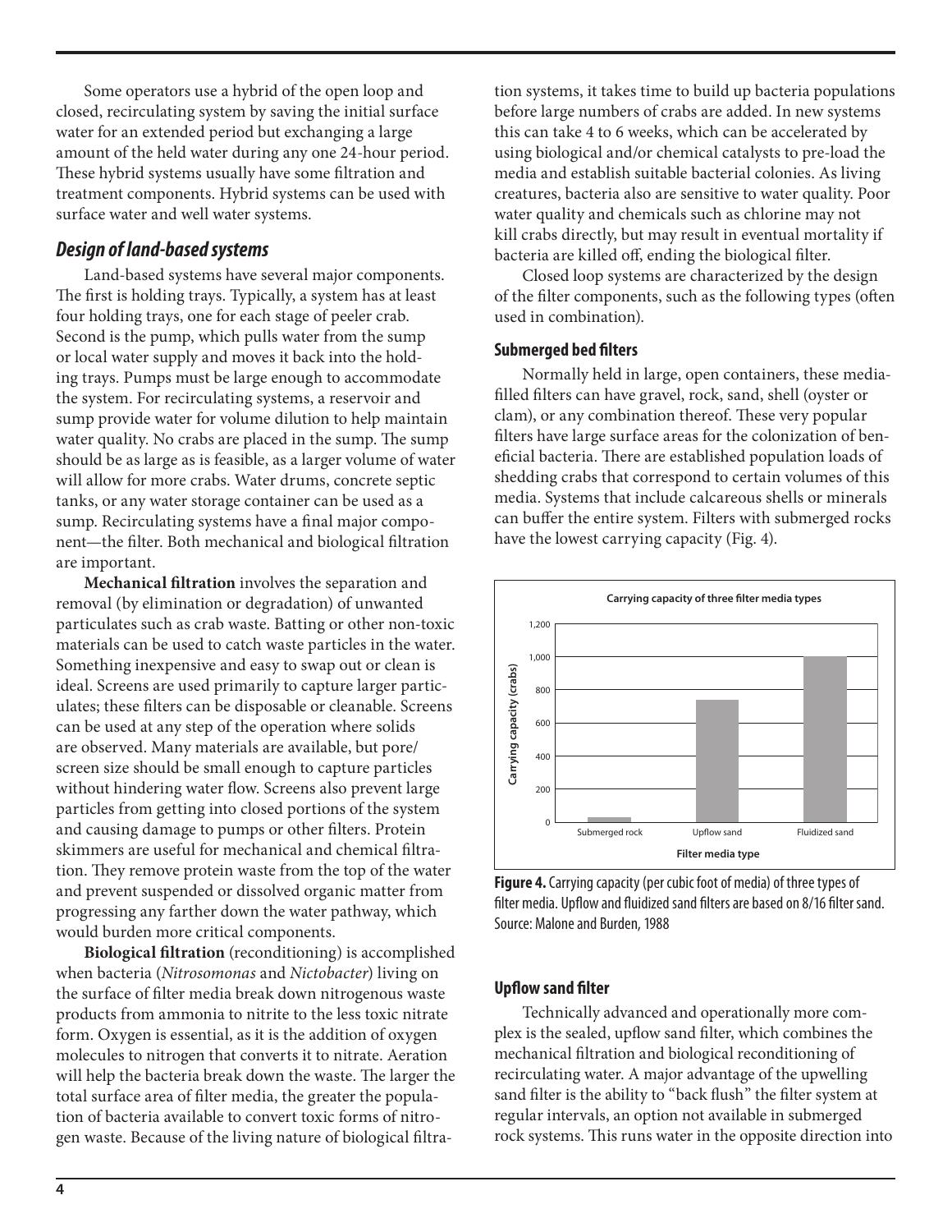Some operators use a hybrid of the open loop and closed, recirculating system by saving the initial surface water for an extended period but exchanging a large amount of the held water during any one 24-hour period. These hybrid systems usually have some filtration and treatment components. Hybrid systems can be used with surface water and well water systems.

## *Design of land-based systems*

Land-based systems have several major components. The first is holding trays. Typically, a system has at least four holding trays, one for each stage of peeler crab. Second is the pump, which pulls water from the sump or local water supply and moves it back into the holding trays. Pumps must be large enough to accommodate the system. For recirculating systems, a reservoir and sump provide water for volume dilution to help maintain water quality. No crabs are placed in the sump. The sump should be as large as is feasible, as a larger volume of water will allow for more crabs. Water drums, concrete septic tanks, or any water storage container can be used as a sump. Recirculating systems have a final major component—the filter. Both mechanical and biological filtration are important.

**Mechanical filtration** involves the separation and removal (by elimination or degradation) of unwanted particulates such as crab waste. Batting or other non-toxic materials can be used to catch waste particles in the water. Something inexpensive and easy to swap out or clean is ideal. Screens are used primarily to capture larger particulates; these filters can be disposable or cleanable. Screens can be used at any step of the operation where solids are observed. Many materials are available, but pore/screen size should be small enough to capture particles without hindering water flow. Screens also prevent large particles from getting into closed portions of the system and causing damage to pumps or other filters. Protein skimmers are useful for mechanical and chemical filtration. They remove protein waste from the top of the water and prevent suspended or dissolved organic matter from progressing any farther down the water pathway, which would burden more critical components.

**Biological filtration** (reconditioning) is accomplished when bacteria (*Nitrosomonas* and *Nictobacter*) living on the surface of filter media break down nitrogenous waste products from ammonia to nitrite to the less toxic nitrate form. Oxygen is essential, as it is the addition of oxygen molecules to nitrogen that converts it to nitrate. Aeration will help the bacteria break down the waste. The larger the total surface area of filter media, the greater the population of bacteria available to convert toxic forms of nitrogen waste. Because of the living nature of biological filtration systems, it takes time to build up bacteria populations before large numbers of crabs are added. In new systems this can take 4 to 6 weeks, which can be accelerated by using biological and/or chemical catalysts to pre-load the media and establish suitable bacterial colonies. As living creatures, bacteria also are sensitive to water quality. Poor water quality and chemicals such as chlorine may not kill crabs directly, but may result in eventual mortality if bacteria are killed off, ending the biological filter.

Closed loop systems are characterized by the design of the filter components, such as the following types (often used in combination).

### Submerged bed filters

Normally held in large, open containers, these media-filled filters can have gravel, rock, sand, shell (oyster or clam), or any combination thereof. These very popular filters have large surface areas for the colonization of beneficial bacteria. There are established population loads of shedding crabs that correspond to certain volumes of this media. Systems that include calcareous shells or minerals can buffer the entire system. Filters with submerged rocks have the lowest carrying capacity (Fig. 4).

**Figure 4.** Carrying capacity (per cubic foot of media) of three types of filter media. Upflow and fluidized sand filters are based on 8/16 filter sand. Source: Malone and Burden, 1988

### Upflow sand filter

Technically advanced and operationally more complex is the sealed, upflow sand filter, which combines the mechanical filtration and biological reconditioning of recirculating water. A major advantage of the upwelling sand filter is the ability to "back flush" the filter system at regular intervals, an option not available in submerged rock systems. This runs water in the opposite direction into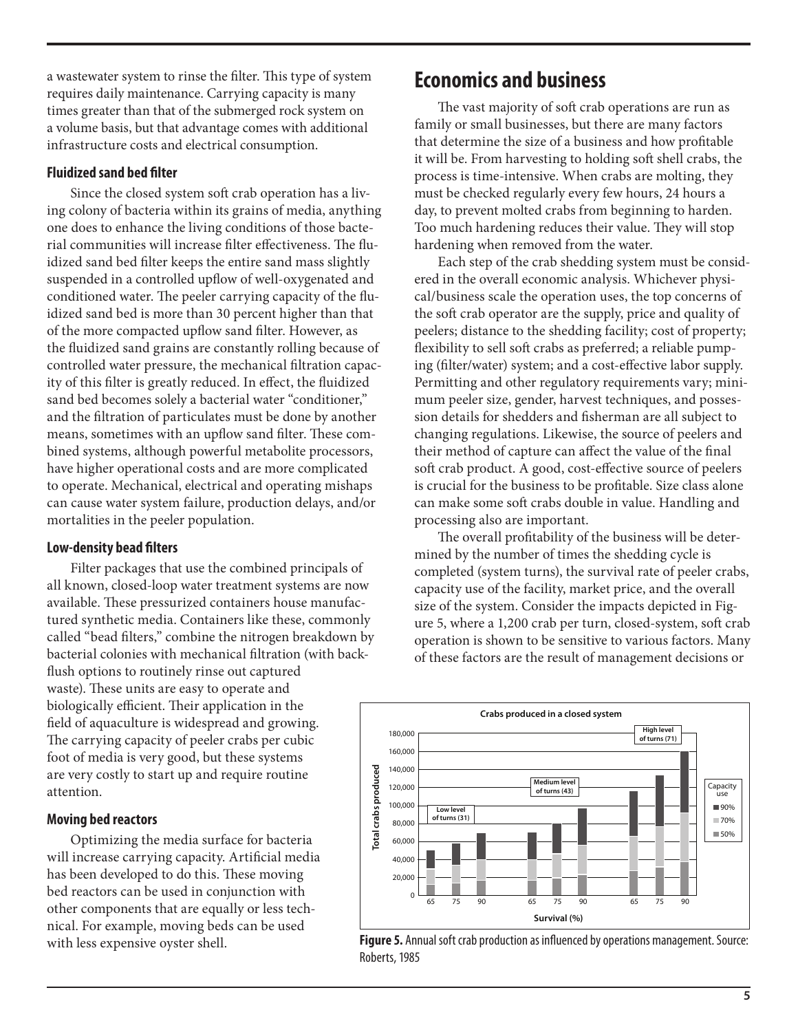a wastewater system to rinse the filter. This type of system requires daily maintenance. Carrying capacity is many times greater than that of the submerged rock system on a volume basis, but that advantage comes with additional infrastructure costs and electrical consumption.

### Fluidized sand bed filter

Since the closed system soft crab operation has a living colony of bacteria within its grains of media, anything one does to enhance the living conditions of those bacterial communities will increase filter effectiveness. The fluidized sand bed filter keeps the entire sand mass slightly suspended in a controlled upflow of well-oxygenated and conditioned water. The peeler carrying capacity of the fluidized sand bed is more than 30 percent higher than that of the more compacted upflow sand filter. However, as the fluidized sand grains are constantly rolling because of controlled water pressure, the mechanical filtration capacity of this filter is greatly reduced. In effect, the fluidized sand bed becomes solely a bacterial water "conditioner," and the filtration of particulates must be done by another means, sometimes with an upflow sand filter. These combined systems, although powerful metabolite processors, have higher operational costs and are more complicated to operate. Mechanical, electrical and operating mishaps can cause water system failure, production delays, and/or mortalities in the peeler population.

### Low-density bead filters

Filter packages that use the combined principals of all known, closed-loop water treatment systems are now available. These pressurized containers house manufactured synthetic media. Containers like these, commonly called "bead filters," combine the nitrogen breakdown by bacterial colonies with mechanical filtration (with backflush options to routinely rinse out captured waste). These units are easy to operate and biologically efficient. Their application in the field of aquaculture is widespread and growing. The carrying capacity of peeler crabs per cubic foot of media is very good, but these systems are very costly to start up and require routine attention.

### Moving bed reactors

Optimizing the media surface for bacteria will increase carrying capacity. Artificial media has been developed to do this. These moving bed reactors can be used in conjunction with other components that are equally or less technical. For example, moving beds can be used with less expensive oyster shell.

## Economics and business

The vast majority of soft crab operations are run as family or small businesses, but there are many factors that determine the size of a business and how profitable it will be. From harvesting to holding soft shell crabs, the process is time-intensive. When crabs are molting, they must be checked regularly every few hours, 24 hours a day, to prevent molted crabs from beginning to harden. Too much hardening reduces their value. They will stop hardening when removed from the water.

Each step of the crab shedding system must be considered in the overall economic analysis. Whichever physical/business scale the operation uses, the top concerns of the soft crab operator are the supply, price and quality of peelers; distance to the shedding facility; cost of property; flexibility to sell soft crabs as preferred; a reliable pumping (filter/water) system; and a cost-effective labor supply. Permitting and other regulatory requirements vary; minimum peeler size, gender, harvest techniques, and possession details for shedders and fisherman are all subject to changing regulations. Likewise, the source of peelers and their method of capture can affect the value of the final soft crab product. A good, cost-effective source of peelers is crucial for the business to be profitable. Size class alone can make some soft crabs double in value. Handling and processing also are important.

The overall profitability of the business will be determined by the number of times the shedding cycle is completed (system turns), the survival rate of peeler crabs, capacity use of the facility, market price, and the overall size of the system. Consider the impacts depicted in Figure 5, where a 1,200 crab per turn, closed-system, soft crab operation is shown to be sensitive to various factors. Many of these factors are the result of management decisions or

**Figure 5.** Annual soft crab production as influenced by operations management. Source: Roberts, 1985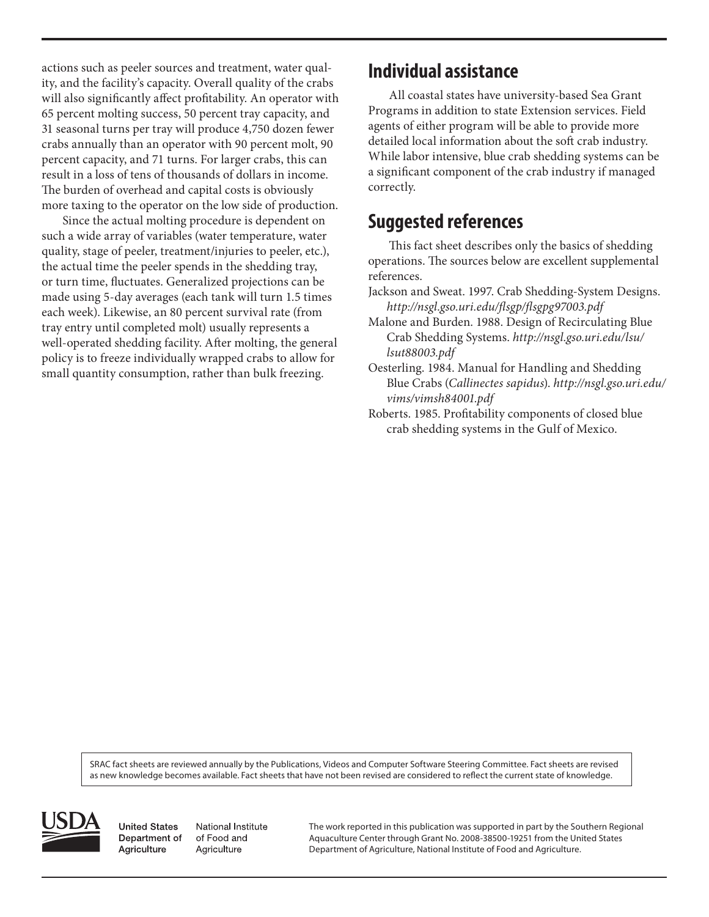actions such as peeler sources and treatment, water quality, and the facility's capacity. Overall quality of the crabs will also significantly affect profitability. An operator with 65 percent molting success, 50 percent tray capacity, and 31 seasonal turns per tray will produce 4,750 dozen fewer crabs annually than an operator with 90 percent molt, 90 percent capacity, and 71 turns. For larger crabs, this can result in a loss of tens of thousands of dollars in income. The burden of overhead and capital costs is obviously more taxing to the operator on the low side of production.

Since the actual molting procedure is dependent on such a wide array of variables (water temperature, water quality, stage of peeler, treatment/injuries to peeler, etc.), the actual time the peeler spends in the shedding tray, or turn time, fluctuates. Generalized projections can be made using 5-day averages (each tank will turn 1.5 times each week). Likewise, an 80 percent survival rate (from tray entry until completed molt) usually represents a well-operated shedding facility. After molting, the general policy is to freeze individually wrapped crabs to allow for small quantity consumption, rather than bulk freezing.

## Individual assistance

All coastal states have university-based Sea Grant Programs in addition to state Extension services. Field agents of either program will be able to provide more detailed local information about the soft crab industry. While labor intensive, blue crab shedding systems can be a significant component of the crab industry if managed correctly.

## Suggested references

This fact sheet describes only the basics of shedding operations. The sources below are excellent supplemental references.

Jackson and Sweat. 1997. Crab Shedding-System Designs. *http://nsgl.gso.uri.edu/flsgp/flsgpg97003.pdf*

Malone and Burden. 1988. Design of Recirculating Blue Crab Shedding Systems. *http://nsgl.gso.uri.edu/lsu/lsut88003.pdf*

Oesterling. 1984. Manual for Handling and Shedding Blue Crabs (*Callinectes sapidus*). *http://nsgl.gso.uri.edu/vims/vimsh84001.pdf*

Roberts. 1985. Profitability components of closed blue crab shedding systems in the Gulf of Mexico.

SRAC fact sheets are reviewed annually by the Publications, Videos and Computer Software Steering Committee. Fact sheets are revised as new knowledge becomes available. Fact sheets that have not been revised are considered to reflect the current state of knowledge.

USDA United States Department of Agriculture National Institute of Food and Agriculture

The work reported in this publication was supported in part by the Southern Regional Aquaculture Center through Grant No. 2008-38500-19251 from the United States Department of Agriculture, National Institute of Food and Agriculture.